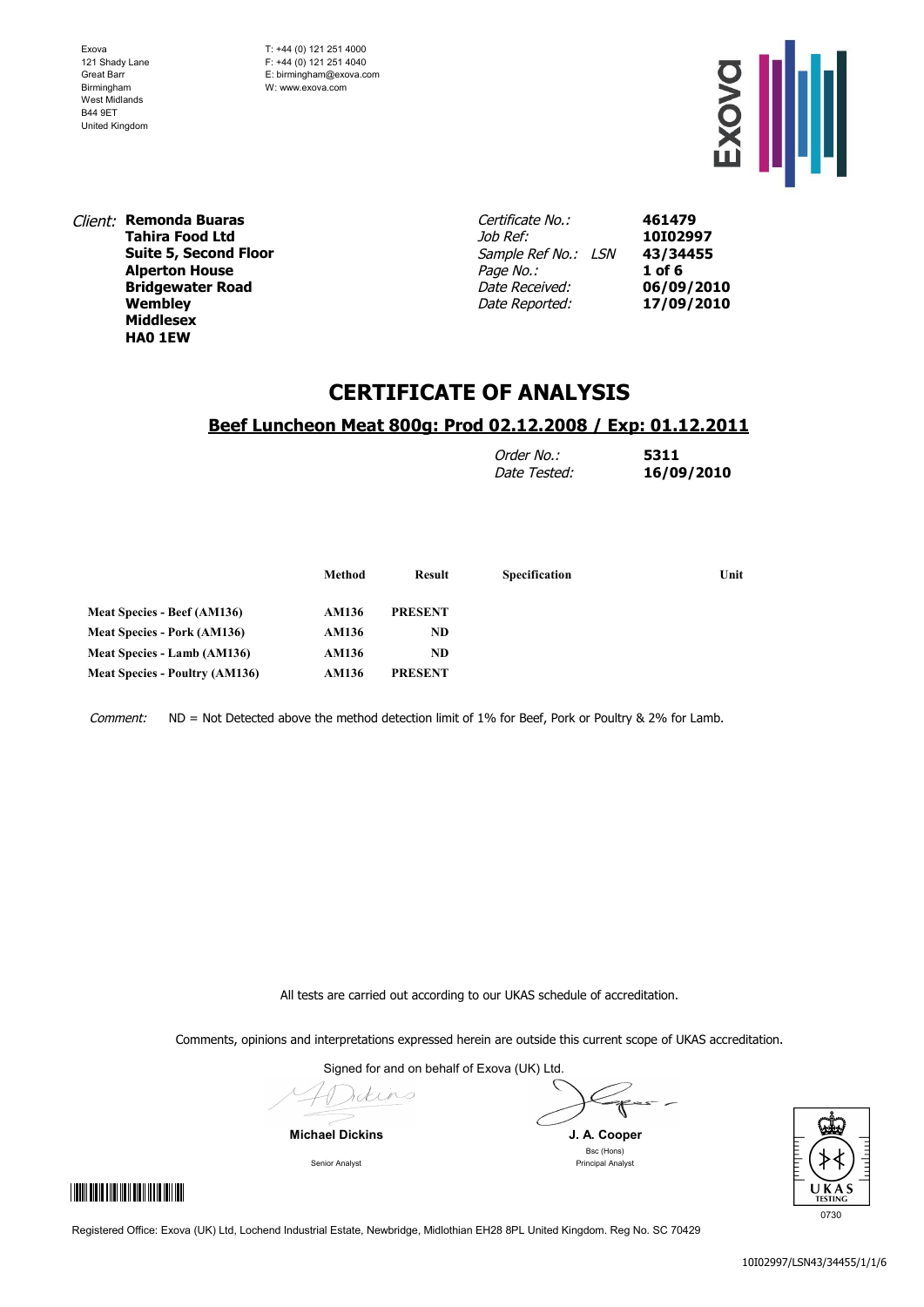Exova
121 Shady Lane
Great Barr
Birmingham
West Midlands
B44 9ET
United Kingdom

T: +44 (0) 121 251 4000
F: +44 (0) 121 251 4040
E: birmingham@exova.com
W: www.exova.com

*Client:* **Remonda Buaras**
**Tahira Food Ltd**
**Suite 5, Second Floor**
**Alperton House**
**Bridgewater Road**
**Wembley**
**Middlesex**
**HA0 1EW**

| | |
|---|---|
| *Certificate No.:* | **461479** |
| *Job Ref:* | **10I02997** |
| *Sample Ref No.:* LSN | **43/34455** |
| *Page No.:* | **1 of 6** |
| *Date Received:* | **06/09/2010** |
| *Date Reported:* | **17/09/2010** |

# CERTIFICATE OF ANALYSIS

## Beef Luncheon Meat 800g: Prod 02.12.2008 / Exp: 01.12.2011

| | |
|---|---|
| *Order No.:* | **5311** |
| *Date Tested:* | **16/09/2010** |

| | Method | Result | Specification | Unit |
|---|---|---|---|---|
| **Meat Species - Beef (AM136)** | **AM136** | **PRESENT** | | |
| **Meat Species - Pork (AM136)** | **AM136** | **ND** | | |
| **Meat Species - Lamb (AM136)** | **AM136** | **ND** | | |
| **Meat Species - Poultry (AM136)** | **AM136** | **PRESENT** | | |

*Comment:* ND = Not Detected above the method detection limit of 1% for Beef, Pork or Poultry & 2% for Lamb.

All tests are carried out according to our UKAS schedule of accreditation.

Comments, opinions and interpretations expressed herein are outside this current scope of UKAS accreditation.

Signed for and on behalf of Exova (UK) Ltd.

**Michael Dickins**
Senior Analyst

**J. A. Cooper**
Bsc (Hons)
Principal Analyst

UKAS TESTING
0730

Registered Office: Exova (UK) Ltd, Lochend Industrial Estate, Newbridge, Midlothian EH28 8PL United Kingdom. Reg No. SC 70429

10I02997/LSN43/34455/1/1/6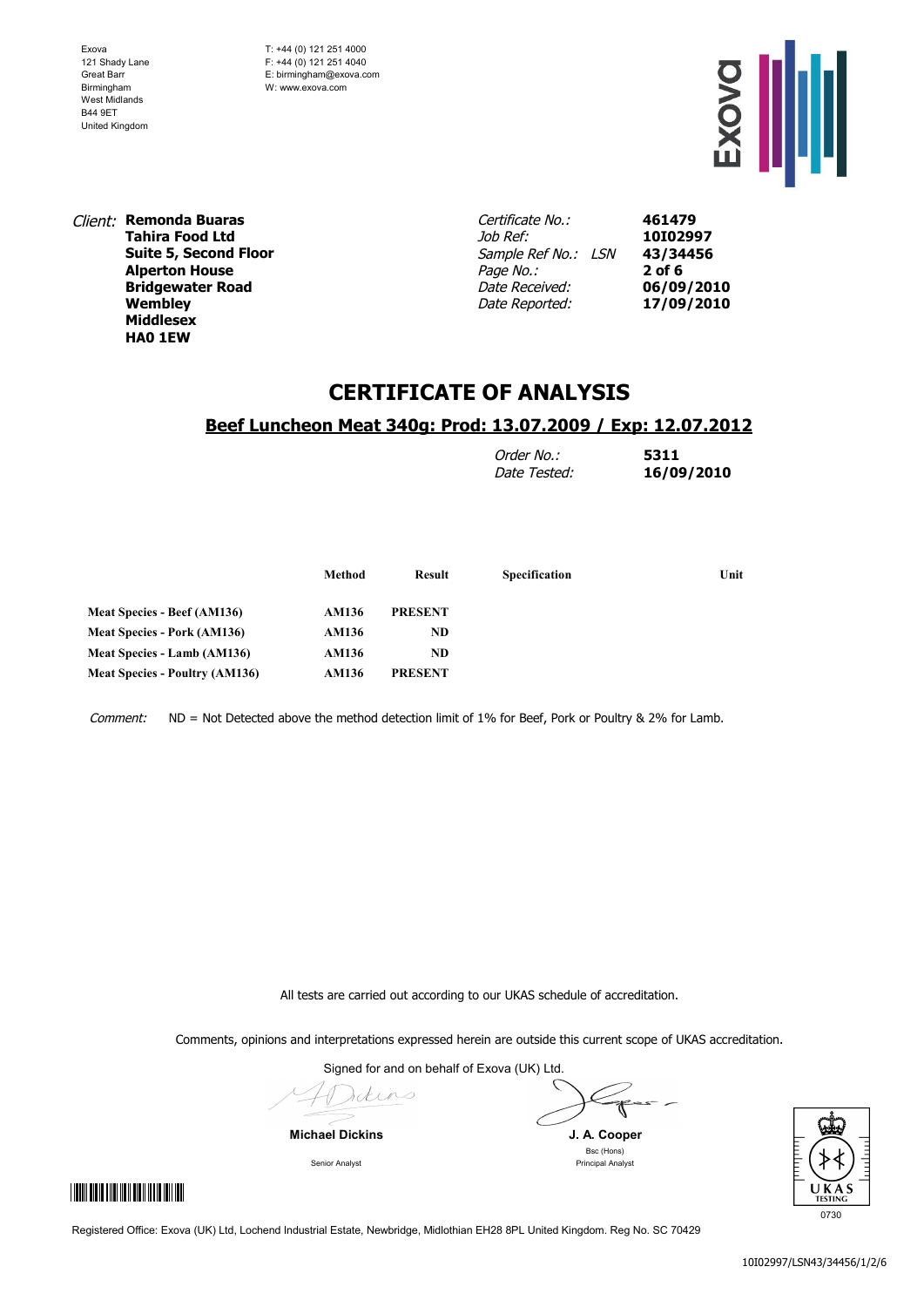Exova
121 Shady Lane
Great Barr
Birmingham
West Midlands
B44 9ET
United Kingdom

T: +44 (0) 121 251 4000
F: +44 (0) 121 251 4040
E: birmingham@exova.com
W: www.exova.com

*Client:* **Remonda Buaras**
**Tahira Food Ltd**
**Suite 5, Second Floor**
**Alperton House**
**Bridgewater Road**
**Wembley**
**Middlesex**
**HA0 1EW**

| | |
|---|---|
| *Certificate No.:* | **461479** |
| *Job Ref:* | **10I02997** |
| *Sample Ref No.: LSN* | **43/34456** |
| *Page No.:* | **2 of 6** |
| *Date Received:* | **06/09/2010** |
| *Date Reported:* | **17/09/2010** |

# CERTIFICATE OF ANALYSIS

## Beef Luncheon Meat 340g: Prod: 13.07.2009 / Exp: 12.07.2012

| | |
|---|---|
| *Order No.:* | **5311** |
| *Date Tested:* | **16/09/2010** |

| | Method | Result | Specification | Unit |
|---|---|---|---|---|
| **Meat Species - Beef (AM136)** | **AM136** | **PRESENT** | | |
| **Meat Species - Pork (AM136)** | **AM136** | **ND** | | |
| **Meat Species - Lamb (AM136)** | **AM136** | **ND** | | |
| **Meat Species - Poultry (AM136)** | **AM136** | **PRESENT** | | |

*Comment:* ND = Not Detected above the method detection limit of 1% for Beef, Pork or Poultry & 2% for Lamb.

All tests are carried out according to our UKAS schedule of accreditation.

Comments, opinions and interpretations expressed herein are outside this current scope of UKAS accreditation.

Signed for and on behalf of Exova (UK) Ltd.

**Michael Dickins**
Senior Analyst

**J. A. Cooper**
Bsc (Hons)
Principal Analyst

UKAS TESTING
0730

Registered Office: Exova (UK) Ltd, Lochend Industrial Estate, Newbridge, Midlothian EH28 8PL United Kingdom. Reg No. SC 70429

10I02997/LSN43/34456/1/2/6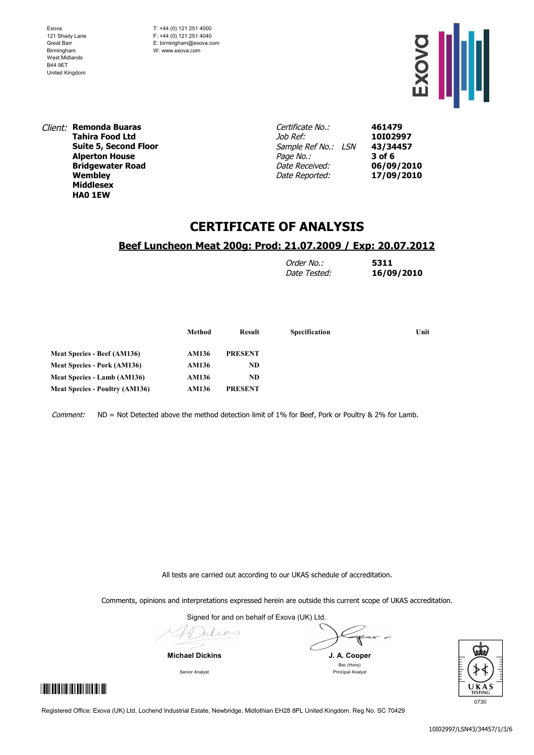Exova
121 Shady Lane
Great Barr
Birmingham
West Midlands
B44 9ET
United Kingdom

T: +44 (0) 121 251 4000
F: +44 (0) 121 251 4040
E: birmingham@exova.com
W: www.exova.com

*Client:* **Remonda Buaras**
**Tahira Food Ltd**
**Suite 5, Second Floor**
**Alperton House**
**Bridgewater Road**
**Wembley**
**Middlesex**
**HA0 1EW**

| | |
|---|---|
| *Certificate No.:* | **461479** |
| *Job Ref:* | **10I02997** |
| *Sample Ref No.: LSN* | **43/34457** |
| *Page No.:* | **3 of 6** |
| *Date Received:* | **06/09/2010** |
| *Date Reported:* | **17/09/2010** |

# CERTIFICATE OF ANALYSIS

## Beef Luncheon Meat 200g: Prod: 21.07.2009 / Exp: 20.07.2012

| | |
|---|---|
| *Order No.:* | **5311** |
| *Date Tested:* | **16/09/2010** |

| | Method | Result | Specification | Unit |
|---|---|---|---|---|
| **Meat Species - Beef (AM136)** | **AM136** | **PRESENT** | | |
| **Meat Species - Pork (AM136)** | **AM136** | **ND** | | |
| **Meat Species - Lamb (AM136)** | **AM136** | **ND** | | |
| **Meat Species - Poultry (AM136)** | **AM136** | **PRESENT** | | |

*Comment:* ND = Not Detected above the method detection limit of 1% for Beef, Pork or Poultry & 2% for Lamb.

All tests are carried out according to our UKAS schedule of accreditation.

Comments, opinions and interpretations expressed herein are outside this current scope of UKAS accreditation.

Signed for and on behalf of Exova (UK) Ltd.

**Michael Dickins**
Senior Analyst

**J. A. Cooper**
Bsc (Hons)
Principal Analyst

UKAS TESTING
0730

Registered Office: Exova (UK) Ltd, Lochend Industrial Estate, Newbridge, Midlothian EH28 8PL United Kingdom. Reg No. SC 70429

10I02997/LSN43/34457/1/3/6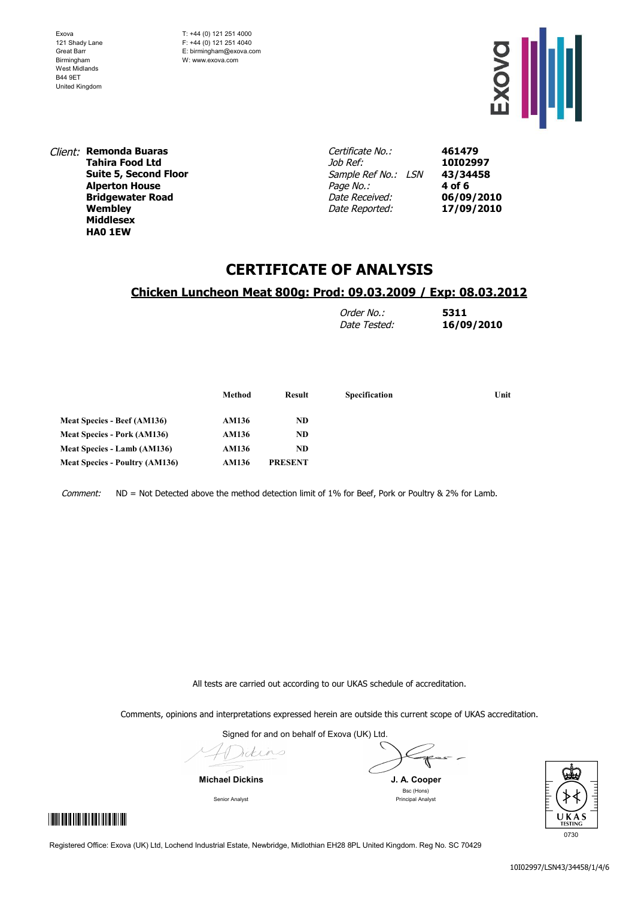Exova
121 Shady Lane
Great Barr
Birmingham
West Midlands
B44 9ET
United Kingdom

T: +44 (0) 121 251 4000
F: +44 (0) 121 251 4040
E: birmingham@exova.com
W: www.exova.com

*Client:* **Remonda Buaras**
**Tahira Food Ltd**
**Suite 5, Second Floor**
**Alperton House**
**Bridgewater Road**
**Wembley**
**Middlesex**
**HA0 1EW**

| | |
|---|---|
| *Certificate No.:* | **461479** |
| *Job Ref:* | **10I02997** |
| *Sample Ref No.: LSN* | **43/34458** |
| *Page No.:* | **4 of 6** |
| *Date Received:* | **06/09/2010** |
| *Date Reported:* | **17/09/2010** |

# CERTIFICATE OF ANALYSIS

## Chicken Luncheon Meat 800g: Prod: 09.03.2009 / Exp: 08.03.2012

| | |
|---|---|
| *Order No.:* | **5311** |
| *Date Tested:* | **16/09/2010** |

| | Method | Result | Specification | Unit |
|---|---|---|---|---|
| **Meat Species - Beef (AM136)** | **AM136** | **ND** | | |
| **Meat Species - Pork (AM136)** | **AM136** | **ND** | | |
| **Meat Species - Lamb (AM136)** | **AM136** | **ND** | | |
| **Meat Species - Poultry (AM136)** | **AM136** | **PRESENT** | | |

*Comment:* ND = Not Detected above the method detection limit of 1% for Beef, Pork or Poultry & 2% for Lamb.

All tests are carried out according to our UKAS schedule of accreditation.

Comments, opinions and interpretations expressed herein are outside this current scope of UKAS accreditation.

Signed for and on behalf of Exova (UK) Ltd.

**Michael Dickins**
Senior Analyst

**J. A. Cooper**
Bsc (Hons)
Principal Analyst

UKAS TESTING
0730

Registered Office: Exova (UK) Ltd, Lochend Industrial Estate, Newbridge, Midlothian EH28 8PL United Kingdom. Reg No. SC 70429

10I02997/LSN43/34458/1/4/6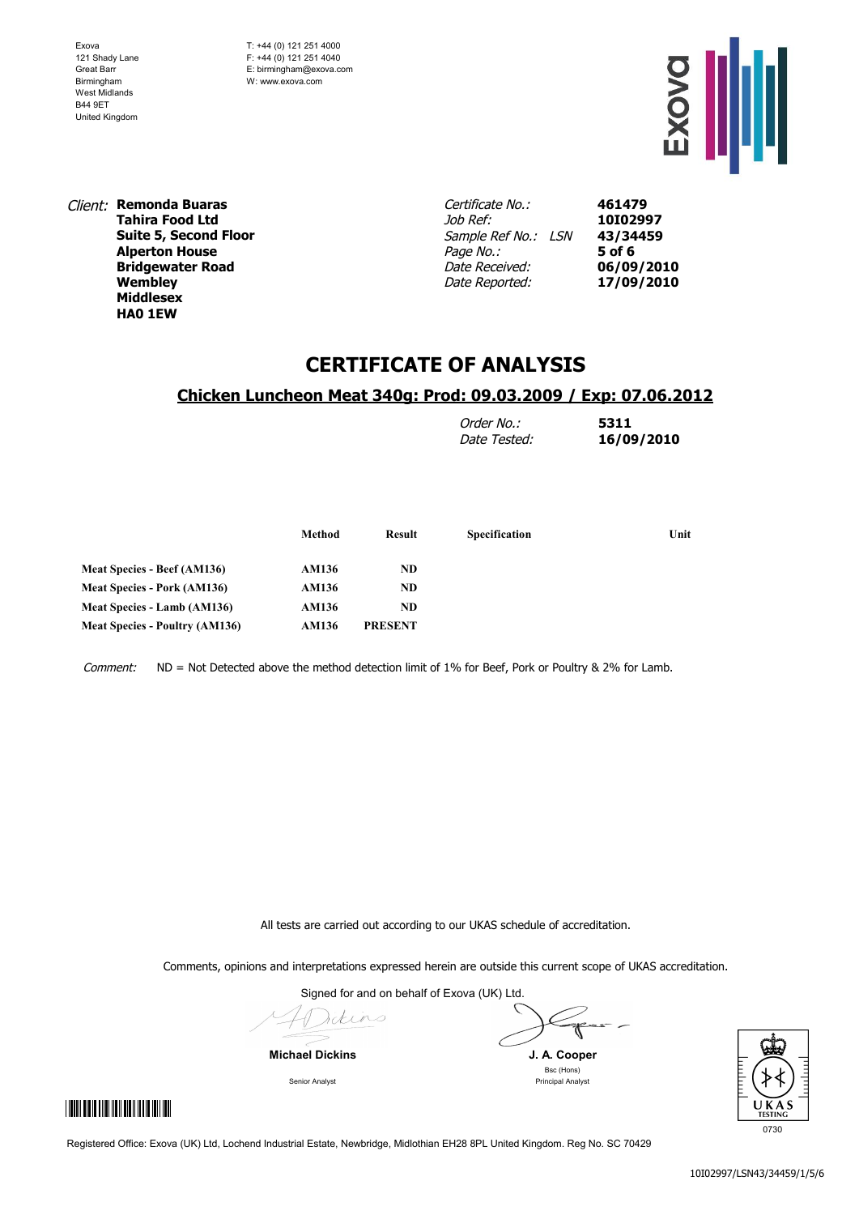Exova
121 Shady Lane
Great Barr
Birmingham
West Midlands
B44 9ET
United Kingdom

T: +44 (0) 121 251 4000
F: +44 (0) 121 251 4040
E: birmingham@exova.com
W: www.exova.com

*Client:* **Remonda Buaras**
**Tahira Food Ltd**
**Suite 5, Second Floor**
**Alperton House**
**Bridgewater Road**
**Wembley**
**Middlesex**
**HA0 1EW**

| | |
|---|---|
| *Certificate No.:* | **461479** |
| *Job Ref:* | **10I02997** |
| *Sample Ref No.: LSN* | **43/34459** |
| *Page No.:* | **5 of 6** |
| *Date Received:* | **06/09/2010** |
| *Date Reported:* | **17/09/2010** |

# CERTIFICATE OF ANALYSIS

## Chicken Luncheon Meat 340g: Prod: 09.03.2009 / Exp: 07.06.2012

| | |
|---|---|
| *Order No.:* | **5311** |
| *Date Tested:* | **16/09/2010** |

| | Method | Result | Specification | Unit |
|---|---|---|---|---|
| **Meat Species - Beef (AM136)** | **AM136** | **ND** | | |
| **Meat Species - Pork (AM136)** | **AM136** | **ND** | | |
| **Meat Species - Lamb (AM136)** | **AM136** | **ND** | | |
| **Meat Species - Poultry (AM136)** | **AM136** | **PRESENT** | | |

*Comment:* ND = Not Detected above the method detection limit of 1% for Beef, Pork or Poultry & 2% for Lamb.

All tests are carried out according to our UKAS schedule of accreditation.

Comments, opinions and interpretations expressed herein are outside this current scope of UKAS accreditation.

Signed for and on behalf of Exova (UK) Ltd.

**Michael Dickins**
Senior Analyst

**J. A. Cooper**
Bsc (Hons)
Principal Analyst

UKAS TESTING 0730

Registered Office: Exova (UK) Ltd, Lochend Industrial Estate, Newbridge, Midlothian EH28 8PL United Kingdom. Reg No. SC 70429

10I02997/LSN43/34459/1/5/6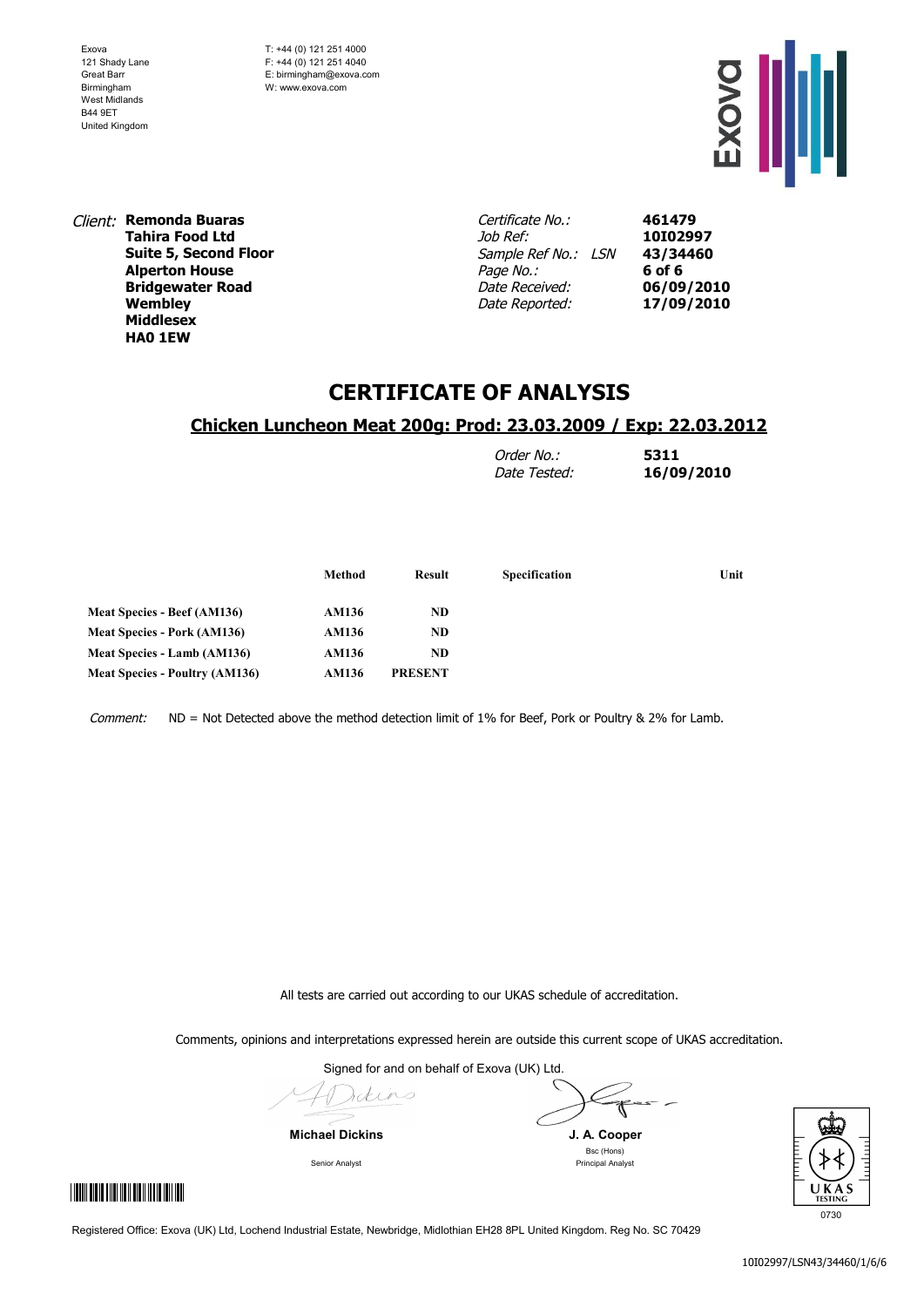Exova
121 Shady Lane
Great Barr
Birmingham
West Midlands
B44 9ET
United Kingdom

T: +44 (0) 121 251 4000
F: +44 (0) 121 251 4040
E: birmingham@exova.com
W: www.exova.com

*Client:* **Remonda Buaras**
**Tahira Food Ltd**
**Suite 5, Second Floor**
**Alperton House**
**Bridgewater Road**
**Wembley**
**Middlesex**
**HA0 1EW**

| | |
|---|---|
| *Certificate No.:* | **461479** |
| *Job Ref:* | **10I02997** |
| *Sample Ref No.: LSN* | **43/34460** |
| *Page No.:* | **6 of 6** |
| *Date Received:* | **06/09/2010** |
| *Date Reported:* | **17/09/2010** |

# CERTIFICATE OF ANALYSIS

## Chicken Luncheon Meat 200g: Prod: 23.03.2009 / Exp: 22.03.2012

| | |
|---|---|
| *Order No.:* | **5311** |
| *Date Tested:* | **16/09/2010** |

| | Method | Result | Specification | Unit |
|---|---|---|---|---|
| **Meat Species - Beef (AM136)** | **AM136** | **ND** | | |
| **Meat Species - Pork (AM136)** | **AM136** | **ND** | | |
| **Meat Species - Lamb (AM136)** | **AM136** | **ND** | | |
| **Meat Species - Poultry (AM136)** | **AM136** | **PRESENT** | | |

*Comment:* ND = Not Detected above the method detection limit of 1% for Beef, Pork or Poultry & 2% for Lamb.

All tests are carried out according to our UKAS schedule of accreditation.

Comments, opinions and interpretations expressed herein are outside this current scope of UKAS accreditation.

Signed for and on behalf of Exova (UK) Ltd.

**Michael Dickins**
Senior Analyst

**J. A. Cooper**
Bsc (Hons)
Principal Analyst

UKAS TESTING
0730

Registered Office: Exova (UK) Ltd, Lochend Industrial Estate, Newbridge, Midlothian EH28 8PL United Kingdom. Reg No. SC 70429

10I02997/LSN43/34460/1/6/6